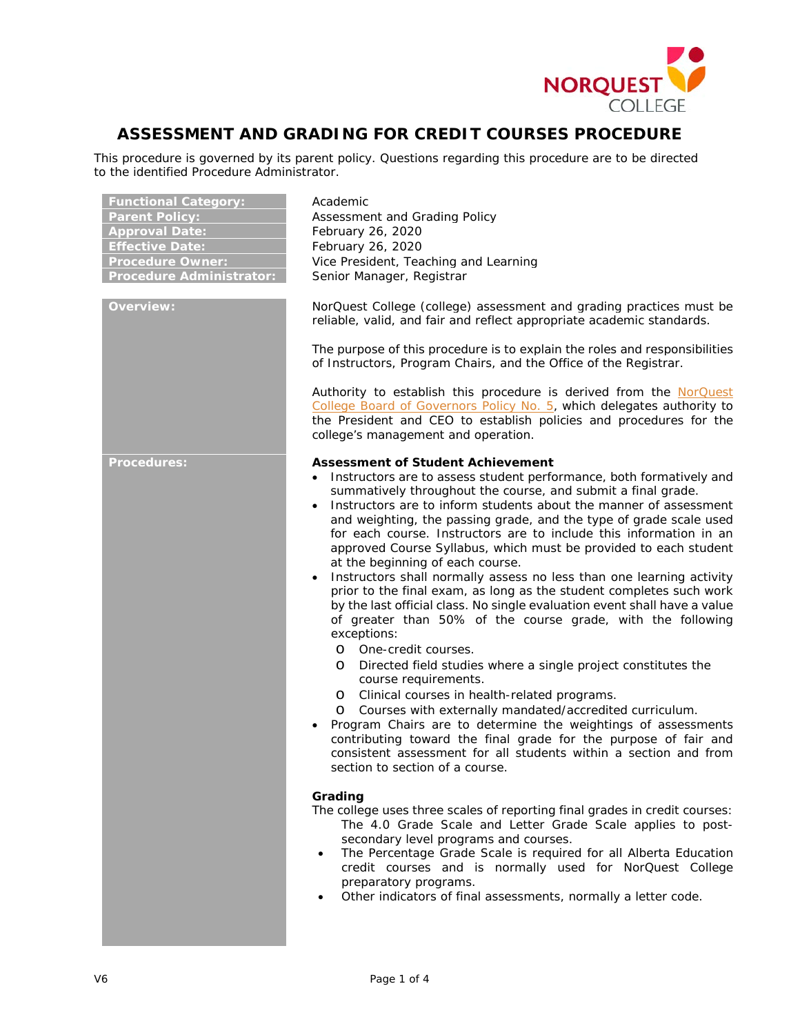# ASSESSMENT AND GRADING FOR CREDIT COURSES PROCEDURE

This procedure is governed by its parent policy. Questions regarding this procedure are to be directed to the identified Procedure Administrator.

| | |
|---|---|
| **Functional Category:** | Academic |
| **Parent Policy:** | Assessment and Grading Policy |
| **Approval Date:** | February 26, 2020 |
| **Effective Date:** | February 26, 2020 |
| **Procedure Owner:** | Vice President, Teaching and Learning |
| **Procedure Administrator:** | Senior Manager, Registrar |

## Overview:

NorQuest College (college) assessment and grading practices must be reliable, valid, and fair and reflect appropriate academic standards.

The purpose of this procedure is to explain the roles and responsibilities of Instructors, Program Chairs, and the Office of the Registrar.

Authority to establish this procedure is derived from the NorQuest College Board of Governors Policy No. 5, which delegates authority to the President and CEO to establish policies and procedures for the college's management and operation.

## Procedures:

**Assessment of Student Achievement**

- Instructors are to assess student performance, both formatively and summatively throughout the course, and submit a final grade.
- Instructors are to inform students about the manner of assessment and weighting, the passing grade, and the type of grade scale used for each course. Instructors are to include this information in an approved Course Syllabus, which must be provided to each student at the beginning of each course.
- Instructors shall normally assess no less than one learning activity prior to the final exam, as long as the student completes such work by the last official class. No single evaluation event shall have a value of greater than 50% of the course grade, with the following exceptions:
  - One-credit courses.
  - Directed field studies where a single project constitutes the course requirements.
  - Clinical courses in health-related programs.
  - Courses with externally mandated/accredited curriculum.
- Program Chairs are to determine the weightings of assessments contributing toward the final grade for the purpose of fair and consistent assessment for all students within a section and from section to section of a course.

**Grading**

The college uses three scales of reporting final grades in credit courses:

- The 4.0 Grade Scale and Letter Grade Scale applies to post-secondary level programs and courses.
- The Percentage Grade Scale is required for all Alberta Education credit courses and is normally used for NorQuest College preparatory programs.
- Other indicators of final assessments, normally a letter code.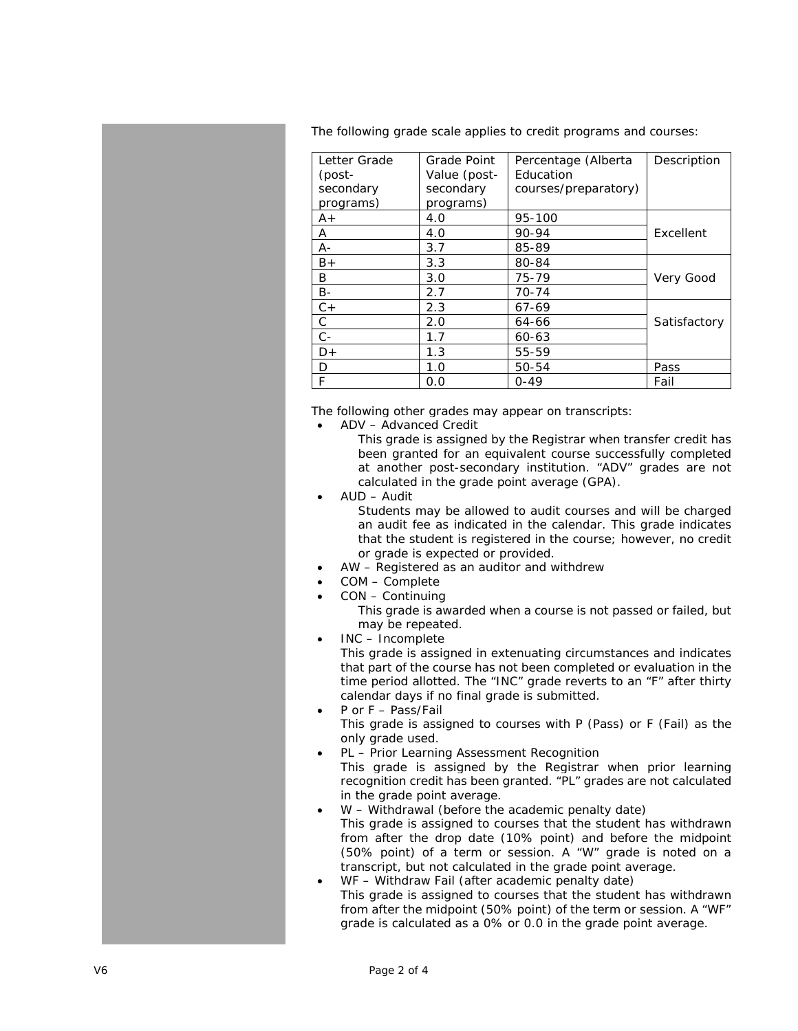The following grade scale applies to credit programs and courses:

| Letter Grade (post-secondary programs) | Grade Point Value (post-secondary programs) | Percentage (Alberta Education courses/preparatory) | Description |
|---|---|---|---|
| A+ | 4.0 | 95-100 | Excellent |
| A | 4.0 | 90-94 | |
| A- | 3.7 | 85-89 | |
| B+ | 3.3 | 80-84 | Very Good |
| B | 3.0 | 75-79 | |
| B- | 2.7 | 70-74 | |
| C+ | 2.3 | 67-69 | Satisfactory |
| C | 2.0 | 64-66 | |
| C- | 1.7 | 60-63 | |
| D+ | 1.3 | 55-59 | |
| D | 1.0 | 50-54 | Pass |
| F | 0.0 | 0-49 | Fail |

The following other grades may appear on transcripts:

- ADV – Advanced Credit
  This grade is assigned by the Registrar when transfer credit has been granted for an equivalent course successfully completed at another post-secondary institution. "ADV" grades are not calculated in the grade point average (GPA).
- AUD – Audit
  Students may be allowed to audit courses and will be charged an audit fee as indicated in the calendar. This grade indicates that the student is registered in the course; however, no credit or grade is expected or provided.
- AW – Registered as an auditor and withdrew
- COM – Complete
- CON – Continuing
  This grade is awarded when a course is not passed or failed, but may be repeated.
- INC – Incomplete
  This grade is assigned in extenuating circumstances and indicates that part of the course has not been completed or evaluation in the time period allotted. The "INC" grade reverts to an "F" after thirty calendar days if no final grade is submitted.
- P or F – Pass/Fail
  This grade is assigned to courses with P (Pass) or F (Fail) as the only grade used.
- PL – Prior Learning Assessment Recognition
  This grade is assigned by the Registrar when prior learning recognition credit has been granted. "PL" grades are not calculated in the grade point average.
- W – Withdrawal (before the academic penalty date)
  This grade is assigned to courses that the student has withdrawn from after the drop date (10% point) and before the midpoint (50% point) of a term or session. A "W" grade is noted on a transcript, but not calculated in the grade point average.
- WF – Withdraw Fail (after academic penalty date)
  This grade is assigned to courses that the student has withdrawn from after the midpoint (50% point) of the term or session. A "WF" grade is calculated as a 0% or 0.0 in the grade point average.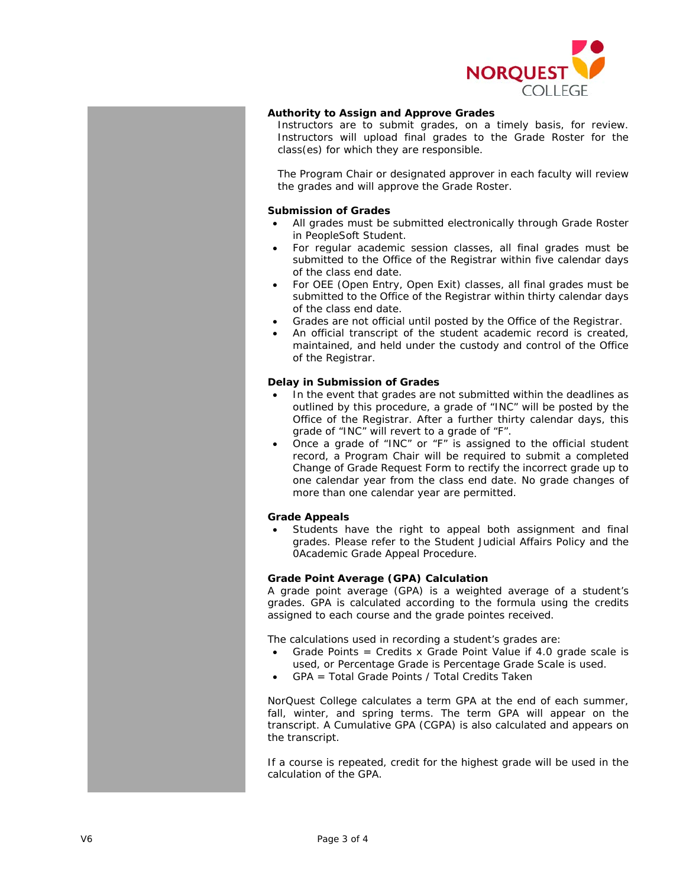**Authority to Assign and Approve Grades**

Instructors are to submit grades, on a timely basis, for review. Instructors will upload final grades to the Grade Roster for the class(es) for which they are responsible.

The Program Chair or designated approver in each faculty will review the grades and will approve the Grade Roster.

**Submission of Grades**

- All grades must be submitted electronically through Grade Roster in PeopleSoft Student.
- For regular academic session classes, all final grades must be submitted to the Office of the Registrar within five calendar days of the class end date.
- For OEE (Open Entry, Open Exit) classes, all final grades must be submitted to the Office of the Registrar within thirty calendar days of the class end date.
- Grades are not official until posted by the Office of the Registrar.
- An official transcript of the student academic record is created, maintained, and held under the custody and control of the Office of the Registrar.

**Delay in Submission of Grades**

- In the event that grades are not submitted within the deadlines as outlined by this procedure, a grade of "INC" will be posted by the Office of the Registrar. After a further thirty calendar days, this grade of "INC" will revert to a grade of "F".
- Once a grade of "INC" or "F" is assigned to the official student record, a Program Chair will be required to submit a completed Change of Grade Request Form to rectify the incorrect grade up to one calendar year from the class end date. No grade changes of more than one calendar year are permitted.

**Grade Appeals**

- Students have the right to appeal both assignment and final grades. Please refer to the Student Judicial Affairs Policy and the 0Academic Grade Appeal Procedure.

**Grade Point Average (GPA) Calculation**

A grade point average (GPA) is a weighted average of a student's grades. GPA is calculated according to the formula using the credits assigned to each course and the grade pointes received.

The calculations used in recording a student's grades are:

- Grade Points = Credits x Grade Point Value if 4.0 grade scale is used, or Percentage Grade is Percentage Grade Scale is used.
- GPA = Total Grade Points / Total Credits Taken

NorQuest College calculates a term GPA at the end of each summer, fall, winter, and spring terms. The term GPA will appear on the transcript. A Cumulative GPA (CGPA) is also calculated and appears on the transcript.

If a course is repeated, credit for the highest grade will be used in the calculation of the GPA.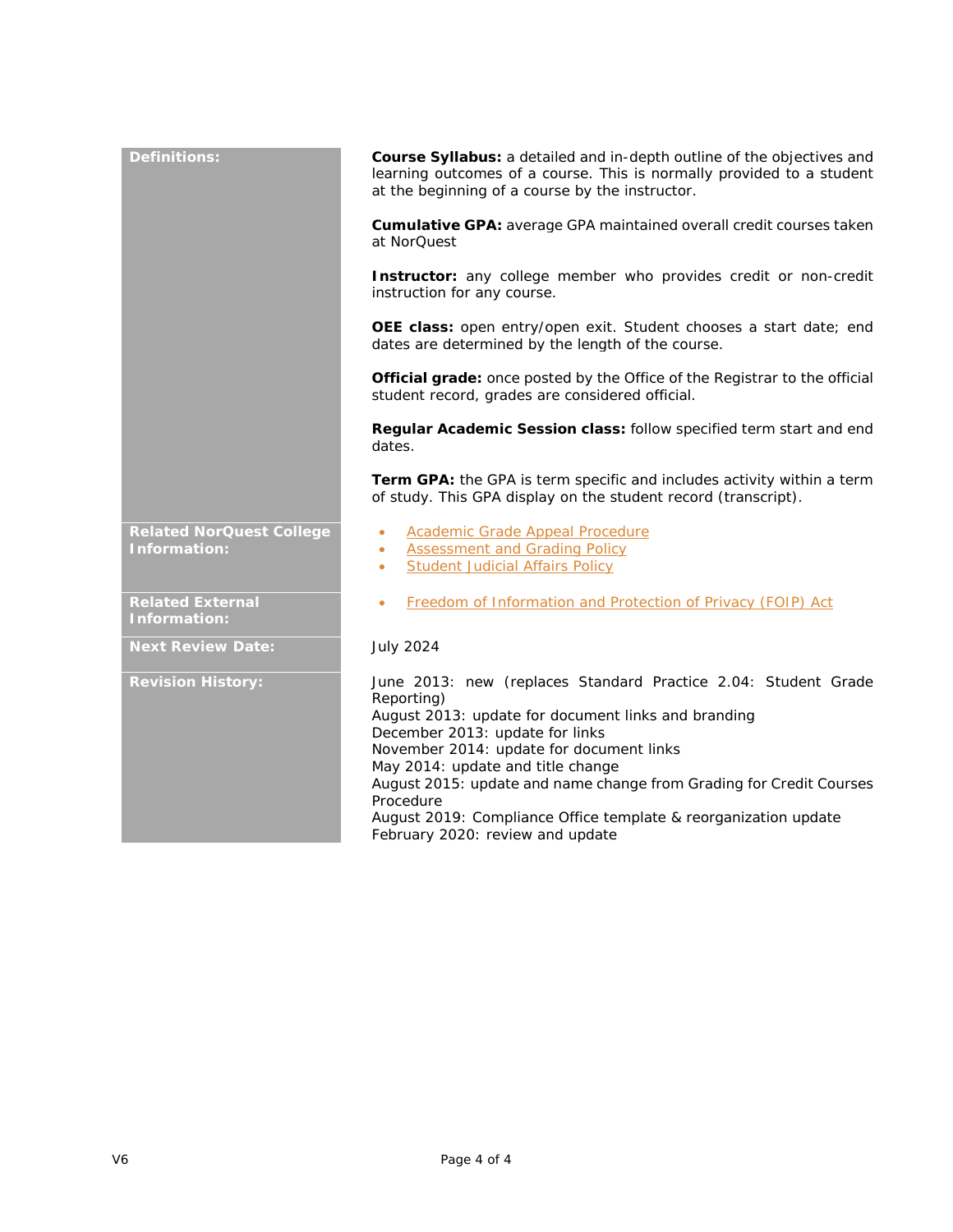| | |
|---|---|
| **Definitions:** | **Course Syllabus:** a detailed and in-depth outline of the objectives and learning outcomes of a course. This is normally provided to a student at the beginning of a course by the instructor.<br><br>**Cumulative GPA:** average GPA maintained overall credit courses taken at NorQuest<br><br>**Instructor:** any college member who provides credit or non-credit instruction for any course.<br><br>**OEE class:** open entry/open exit. Student chooses a start date; end dates are determined by the length of the course.<br><br>**Official grade:** once posted by the Office of the Registrar to the official student record, grades are considered official.<br><br>**Regular Academic Session class:** follow specified term start and end dates.<br><br>**Term GPA:** the GPA is term specific and includes activity within a term of study. This GPA display on the student record (transcript). |
| **Related NorQuest College Information:** | • Academic Grade Appeal Procedure<br>• Assessment and Grading Policy<br>• Student Judicial Affairs Policy |
| **Related External Information:** | • Freedom of Information and Protection of Privacy (FOIP) Act |
| **Next Review Date:** | July 2024 |
| **Revision History:** | June 2013: new (replaces Standard Practice 2.04: Student Grade Reporting)<br>August 2013: update for document links and branding<br>December 2013: update for links<br>November 2014: update for document links<br>May 2014: update and title change<br>August 2015: update and name change from Grading for Credit Courses Procedure<br>August 2019: Compliance Office template & reorganization update<br>February 2020: review and update |

V6